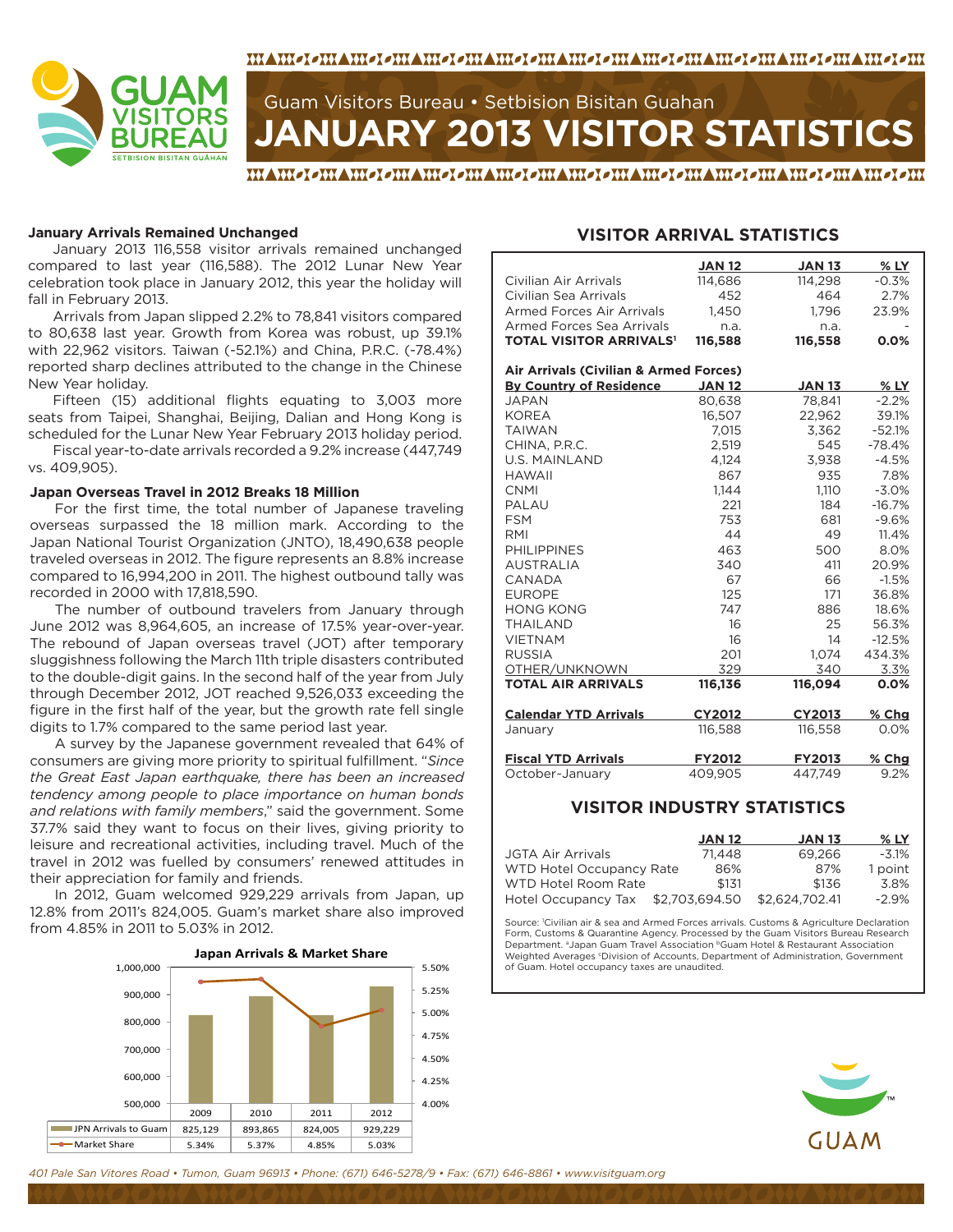# Guam Visitors Bureau • Setbision Bisitan Guahan

# JANUARY 2013 VISITOR STATISTICS

### January Arrivals Remained Unchanged

January 2013 116,558 visitor arrivals remained unchanged compared to last year (116,588). The 2012 Lunar New Year celebration took place in January 2012, this year the holiday will fall in February 2013.

Arrivals from Japan slipped 2.2% to 78,841 visitors compared to 80,638 last year. Growth from Korea was robust, up 39.1% with 22,962 visitors. Taiwan (-52.1%) and China, P.R.C. (-78.4%) reported sharp declines attributed to the change in the Chinese New Year holiday.

Fifteen (15) additional flights equating to 3,003 more seats from Taipei, Shanghai, Beijing, Dalian and Hong Kong is scheduled for the Lunar New Year February 2013 holiday period.

Fiscal year-to-date arrivals recorded a 9.2% increase (447,749 vs. 409,905).

### Japan Overseas Travel in 2012 Breaks 18 Million

For the first time, the total number of Japanese traveling overseas surpassed the 18 million mark. According to the Japan National Tourist Organization (JNTO), 18,490,638 people traveled overseas in 2012. The figure represents an 8.8% increase compared to 16,994,200 in 2011. The highest outbound tally was recorded in 2000 with 17,818,590.

The number of outbound travelers from January through June 2012 was 8,964,605, an increase of 17.5% year-over-year. The rebound of Japan overseas travel (JOT) after temporary sluggishness following the March 11th triple disasters contributed to the double-digit gains. In the second half of the year from July through December 2012, JOT reached 9,526,033 exceeding the figure in the first half of the year, but the growth rate fell single digits to 1.7% compared to the same period last year.

A survey by the Japanese government revealed that 64% of consumers are giving more priority to spiritual fulfillment. "*Since the Great East Japan earthquake, there has been an increased tendency among people to place importance on human bonds and relations with family members*," said the government. Some 37.7% said they want to focus on their lives, giving priority to leisure and recreational activities, including travel. Much of the travel in 2012 was fuelled by consumers' renewed attitudes in their appreciation for family and friends.

In 2012, Guam welcomed 929,229 arrivals from Japan, up 12.8% from 2011's 824,005. Guam's market share also improved from 4.85% in 2011 to 5.03% in 2012.

**Japan Arrivals & Market Share**

| | 2009 | 2010 | 2011 | 2012 |
|---|---|---|---|---|
| JPN Arrivals to Guam | 825,129 | 893,865 | 824,005 | 929,229 |
| Market Share | 5.34% | 5.37% | 4.85% | 5.03% |

## VISITOR ARRIVAL STATISTICS

| | JAN 12 | JAN 13 | % LY |
|---|---|---|---|
| Civilian Air Arrivals | 114,686 | 114,298 | -0.3% |
| Civilian Sea Arrivals | 452 | 464 | 2.7% |
| Armed Forces Air Arrivals | 1,450 | 1,796 | 23.9% |
| Armed Forces Sea Arrivals | n.a. | n.a. | - |
| **TOTAL VISITOR ARRIVALS[1]** | **116,588** | **116,558** | **0.0%** |

| Air Arrivals (Civilian & Armed Forces) By Country of Residence | JAN 12 | JAN 13 | % LY |
|---|---|---|---|
| JAPAN | 80,638 | 78,841 | -2.2% |
| KOREA | 16,507 | 22,962 | 39.1% |
| TAIWAN | 7,015 | 3,362 | -52.1% |
| CHINA, P.R.C. | 2,519 | 545 | -78.4% |
| U.S. MAINLAND | 4,124 | 3,938 | -4.5% |
| HAWAII | 867 | 935 | 7.8% |
| CNMI | 1,144 | 1,110 | -3.0% |
| PALAU | 221 | 184 | -16.7% |
| FSM | 753 | 681 | -9.6% |
| RMI | 44 | 49 | 11.4% |
| PHILIPPINES | 463 | 500 | 8.0% |
| AUSTRALIA | 340 | 411 | 20.9% |
| CANADA | 67 | 66 | -1.5% |
| EUROPE | 125 | 171 | 36.8% |
| HONG KONG | 747 | 886 | 18.6% |
| THAILAND | 16 | 25 | 56.3% |
| VIETNAM | 16 | 14 | -12.5% |
| RUSSIA | 201 | 1,074 | 434.3% |
| OTHER/UNKNOWN | 329 | 340 | 3.3% |
| **TOTAL AIR ARRIVALS** | **116,136** | **116,094** | **0.0%** |

| Calendar YTD Arrivals | CY2012 | CY2013 | % Chg |
|---|---|---|---|
| January | 116,588 | 116,558 | 0.0% |

| Fiscal YTD Arrivals | FY2012 | FY2013 | % Chg |
|---|---|---|---|
| October-January | 409,905 | 447,749 | 9.2% |

## VISITOR INDUSTRY STATISTICS

| | JAN 12 | JAN 13 | % LY |
|---|---|---|---|
| JGTA Air Arrivals | 71,448 | 69,266 | -3.1% |
| WTD Hotel Occupancy Rate | 86% | 87% | 1 point |
| WTD Hotel Room Rate | $131 | $136 | 3.8% |
| Hotel Occupancy Tax | $2,703,694.50 | $2,624,702.41 | -2.9% |

Source: [1]Civilian air & sea and Armed Forces arrivals. Customs & Agriculture Declaration Form, Customs & Quarantine Agency. Processed by the Guam Visitors Bureau Research Department. [a]Japan Guam Travel Association [b]Guam Hotel & Restaurant Association Weighted Averages [c]Division of Accounts, Department of Administration, Government of Guam. Hotel occupancy taxes are unaudited.

401 Pale San Vitores Road • Tumon, Guam 96913 • Phone: (671) 646-5278/9 • Fax: (671) 646-8861 • www.visitguam.org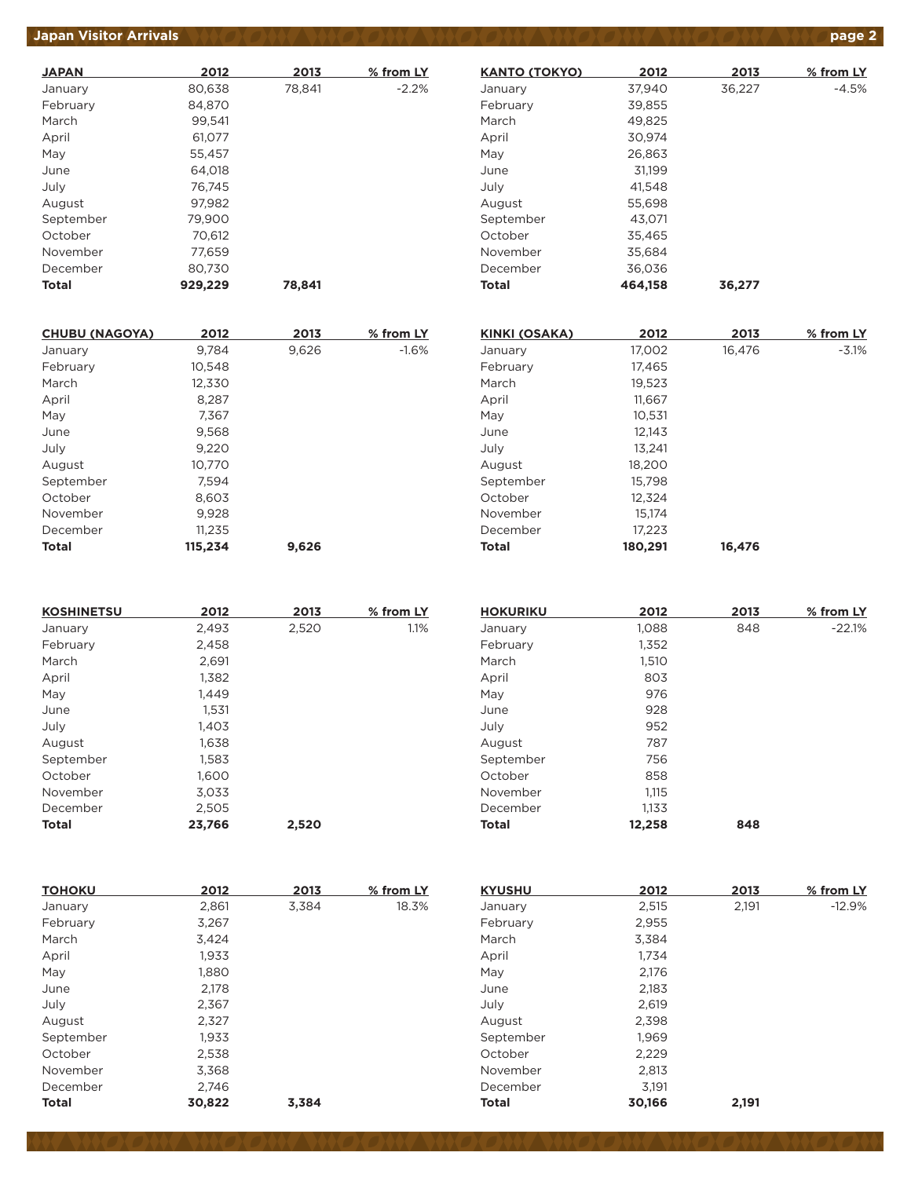## Japan Visitor Arrivals

| JAPAN | 2012 | 2013 | % from LY |
|---|---|---|---|
| January | 80,638 | 78,841 | -2.2% |
| February | 84,870 | | |
| March | 99,541 | | |
| April | 61,077 | | |
| May | 55,457 | | |
| June | 64,018 | | |
| July | 76,745 | | |
| August | 97,982 | | |
| September | 79,900 | | |
| October | 70,612 | | |
| November | 77,659 | | |
| December | 80,730 | | |
| **Total** | **929,229** | **78,841** | |

| KANTO (TOKYO) | 2012 | 2013 | % from LY |
|---|---|---|---|
| January | 37,940 | 36,227 | -4.5% |
| February | 39,855 | | |
| March | 49,825 | | |
| April | 30,974 | | |
| May | 26,863 | | |
| June | 31,199 | | |
| July | 41,548 | | |
| August | 55,698 | | |
| September | 43,071 | | |
| October | 35,465 | | |
| November | 35,684 | | |
| December | 36,036 | | |
| **Total** | **464,158** | **36,277** | |

| CHUBU (NAGOYA) | 2012 | 2013 | % from LY |
|---|---|---|---|
| January | 9,784 | 9,626 | -1.6% |
| February | 10,548 | | |
| March | 12,330 | | |
| April | 8,287 | | |
| May | 7,367 | | |
| June | 9,568 | | |
| July | 9,220 | | |
| August | 10,770 | | |
| September | 7,594 | | |
| October | 8,603 | | |
| November | 9,928 | | |
| December | 11,235 | | |
| **Total** | **115,234** | **9,626** | |

| KINKI (OSAKA) | 2012 | 2013 | % from LY |
|---|---|---|---|
| January | 17,002 | 16,476 | -3.1% |
| February | 17,465 | | |
| March | 19,523 | | |
| April | 11,667 | | |
| May | 10,531 | | |
| June | 12,143 | | |
| July | 13,241 | | |
| August | 18,200 | | |
| September | 15,798 | | |
| October | 12,324 | | |
| November | 15,174 | | |
| December | 17,223 | | |
| **Total** | **180,291** | **16,476** | |

| KOSHINETSU | 2012 | 2013 | % from LY |
|---|---|---|---|
| January | 2,493 | 2,520 | 1.1% |
| February | 2,458 | | |
| March | 2,691 | | |
| April | 1,382 | | |
| May | 1,449 | | |
| June | 1,531 | | |
| July | 1,403 | | |
| August | 1,638 | | |
| September | 1,583 | | |
| October | 1,600 | | |
| November | 3,033 | | |
| December | 2,505 | | |
| **Total** | **23,766** | **2,520** | |

| HOKURIKU | 2012 | 2013 | % from LY |
|---|---|---|---|
| January | 1,088 | 848 | -22.1% |
| February | 1,352 | | |
| March | 1,510 | | |
| April | 803 | | |
| May | 976 | | |
| June | 928 | | |
| July | 952 | | |
| August | 787 | | |
| September | 756 | | |
| October | 858 | | |
| November | 1,115 | | |
| December | 1,133 | | |
| **Total** | **12,258** | **848** | |

| TOHOKU | 2012 | 2013 | % from LY |
|---|---|---|---|
| January | 2,861 | 3,384 | 18.3% |
| February | 3,267 | | |
| March | 3,424 | | |
| April | 1,933 | | |
| May | 1,880 | | |
| June | 2,178 | | |
| July | 2,367 | | |
| August | 2,327 | | |
| September | 1,933 | | |
| October | 2,538 | | |
| November | 3,368 | | |
| December | 2,746 | | |
| **Total** | **30,822** | **3,384** | |

| KYUSHU | 2012 | 2013 | % from LY |
|---|---|---|---|
| January | 2,515 | 2,191 | -12.9% |
| February | 2,955 | | |
| March | 3,384 | | |
| April | 1,734 | | |
| May | 2,176 | | |
| June | 2,183 | | |
| July | 2,619 | | |
| August | 2,398 | | |
| September | 1,969 | | |
| October | 2,229 | | |
| November | 2,813 | | |
| December | 3,191 | | |
| **Total** | **30,166** | **2,191** | |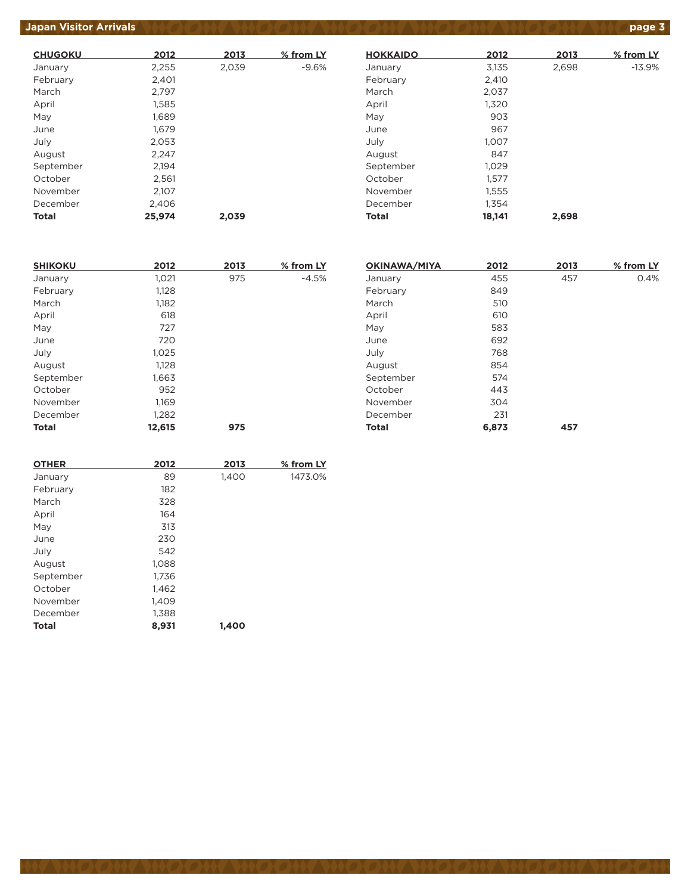| CHUGOKU | 2012 | 2013 | % from LY |
|---|---|---|---|
| January | 2,255 | 2,039 | -9.6% |
| February | 2,401 | | |
| March | 2,797 | | |
| April | 1,585 | | |
| May | 1,689 | | |
| June | 1,679 | | |
| July | 2,053 | | |
| August | 2,247 | | |
| September | 2,194 | | |
| October | 2,561 | | |
| November | 2,107 | | |
| December | 2,406 | | |
| **Total** | **25,974** | **2,039** | |

| HOKKAIDO | 2012 | 2013 | % from LY |
|---|---|---|---|
| January | 3,135 | 2,698 | -13.9% |
| February | 2,410 | | |
| March | 2,037 | | |
| April | 1,320 | | |
| May | 903 | | |
| June | 967 | | |
| July | 1,007 | | |
| August | 847 | | |
| September | 1,029 | | |
| October | 1,577 | | |
| November | 1,555 | | |
| December | 1,354 | | |
| **Total** | **18,141** | **2,698** | |

| SHIKOKU | 2012 | 2013 | % from LY |
|---|---|---|---|
| January | 1,021 | 975 | -4.5% |
| February | 1,128 | | |
| March | 1,182 | | |
| April | 618 | | |
| May | 727 | | |
| June | 720 | | |
| July | 1,025 | | |
| August | 1,128 | | |
| September | 1,663 | | |
| October | 952 | | |
| November | 1,169 | | |
| December | 1,282 | | |
| **Total** | **12,615** | **975** | |

| OKINAWA/MIYA | 2012 | 2013 | % from LY |
|---|---|---|---|
| January | 455 | 457 | 0.4% |
| February | 849 | | |
| March | 510 | | |
| April | 610 | | |
| May | 583 | | |
| June | 692 | | |
| July | 768 | | |
| August | 854 | | |
| September | 574 | | |
| October | 443 | | |
| November | 304 | | |
| December | 231 | | |
| **Total** | **6,873** | **457** | |

| OTHER | 2012 | 2013 | % from LY |
|---|---|---|---|
| January | 89 | 1,400 | 1473.0% |
| February | 182 | | |
| March | 328 | | |
| April | 164 | | |
| May | 313 | | |
| June | 230 | | |
| July | 542 | | |
| August | 1,088 | | |
| September | 1,736 | | |
| October | 1,462 | | |
| November | 1,409 | | |
| December | 1,388 | | |
| **Total** | **8,931** | **1,400** | |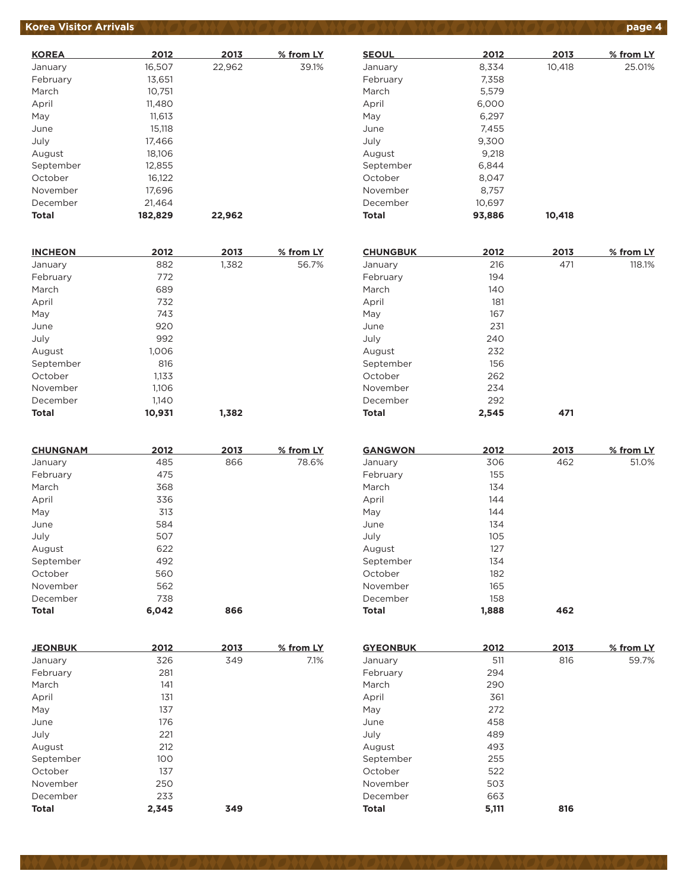# Korea Visitor Arrivals

| KOREA | 2012 | 2013 | % from LY |
| --- | --- | --- | --- |
| January | 16,507 | 22,962 | 39.1% |
| February | 13,651 | | |
| March | 10,751 | | |
| April | 11,480 | | |
| May | 11,613 | | |
| June | 15,118 | | |
| July | 17,466 | | |
| August | 18,106 | | |
| September | 12,855 | | |
| October | 16,122 | | |
| November | 17,696 | | |
| December | 21,464 | | |
| **Total** | **182,829** | **22,962** | |

| SEOUL | 2012 | 2013 | % from LY |
| --- | --- | --- | --- |
| January | 8,334 | 10,418 | 25.01% |
| February | 7,358 | | |
| March | 5,579 | | |
| April | 6,000 | | |
| May | 6,297 | | |
| June | 7,455 | | |
| July | 9,300 | | |
| August | 9,218 | | |
| September | 6,844 | | |
| October | 8,047 | | |
| November | 8,757 | | |
| December | 10,697 | | |
| **Total** | **93,886** | **10,418** | |

| INCHEON | 2012 | 2013 | % from LY |
| --- | --- | --- | --- |
| January | 882 | 1,382 | 56.7% |
| February | 772 | | |
| March | 689 | | |
| April | 732 | | |
| May | 743 | | |
| June | 920 | | |
| July | 992 | | |
| August | 1,006 | | |
| September | 816 | | |
| October | 1,133 | | |
| November | 1,106 | | |
| December | 1,140 | | |
| **Total** | **10,931** | **1,382** | |

| CHUNGBUK | 2012 | 2013 | % from LY |
| --- | --- | --- | --- |
| January | 216 | 471 | 118.1% |
| February | 194 | | |
| March | 140 | | |
| April | 181 | | |
| May | 167 | | |
| June | 231 | | |
| July | 240 | | |
| August | 232 | | |
| September | 156 | | |
| October | 262 | | |
| November | 234 | | |
| December | 292 | | |
| **Total** | **2,545** | **471** | |

| CHUNGNAM | 2012 | 2013 | % from LY |
| --- | --- | --- | --- |
| January | 485 | 866 | 78.6% |
| February | 475 | | |
| March | 368 | | |
| April | 336 | | |
| May | 313 | | |
| June | 584 | | |
| July | 507 | | |
| August | 622 | | |
| September | 492 | | |
| October | 560 | | |
| November | 562 | | |
| December | 738 | | |
| **Total** | **6,042** | **866** | |

| GANGWON | 2012 | 2013 | % from LY |
| --- | --- | --- | --- |
| January | 306 | 462 | 51.0% |
| February | 155 | | |
| March | 134 | | |
| April | 144 | | |
| May | 144 | | |
| June | 134 | | |
| July | 105 | | |
| August | 127 | | |
| September | 134 | | |
| October | 182 | | |
| November | 165 | | |
| December | 158 | | |
| **Total** | **1,888** | **462** | |

| JEONBUK | 2012 | 2013 | % from LY |
| --- | --- | --- | --- |
| January | 326 | 349 | 7.1% |
| February | 281 | | |
| March | 141 | | |
| April | 131 | | |
| May | 137 | | |
| June | 176 | | |
| July | 221 | | |
| August | 212 | | |
| September | 100 | | |
| October | 137 | | |
| November | 250 | | |
| December | 233 | | |
| **Total** | **2,345** | **349** | |

| GYEONBUK | 2012 | 2013 | % from LY |
| --- | --- | --- | --- |
| January | 511 | 816 | 59.7% |
| February | 294 | | |
| March | 290 | | |
| April | 361 | | |
| May | 272 | | |
| June | 458 | | |
| July | 489 | | |
| August | 493 | | |
| September | 255 | | |
| October | 522 | | |
| November | 503 | | |
| December | 663 | | |
| **Total** | **5,111** | **816** | |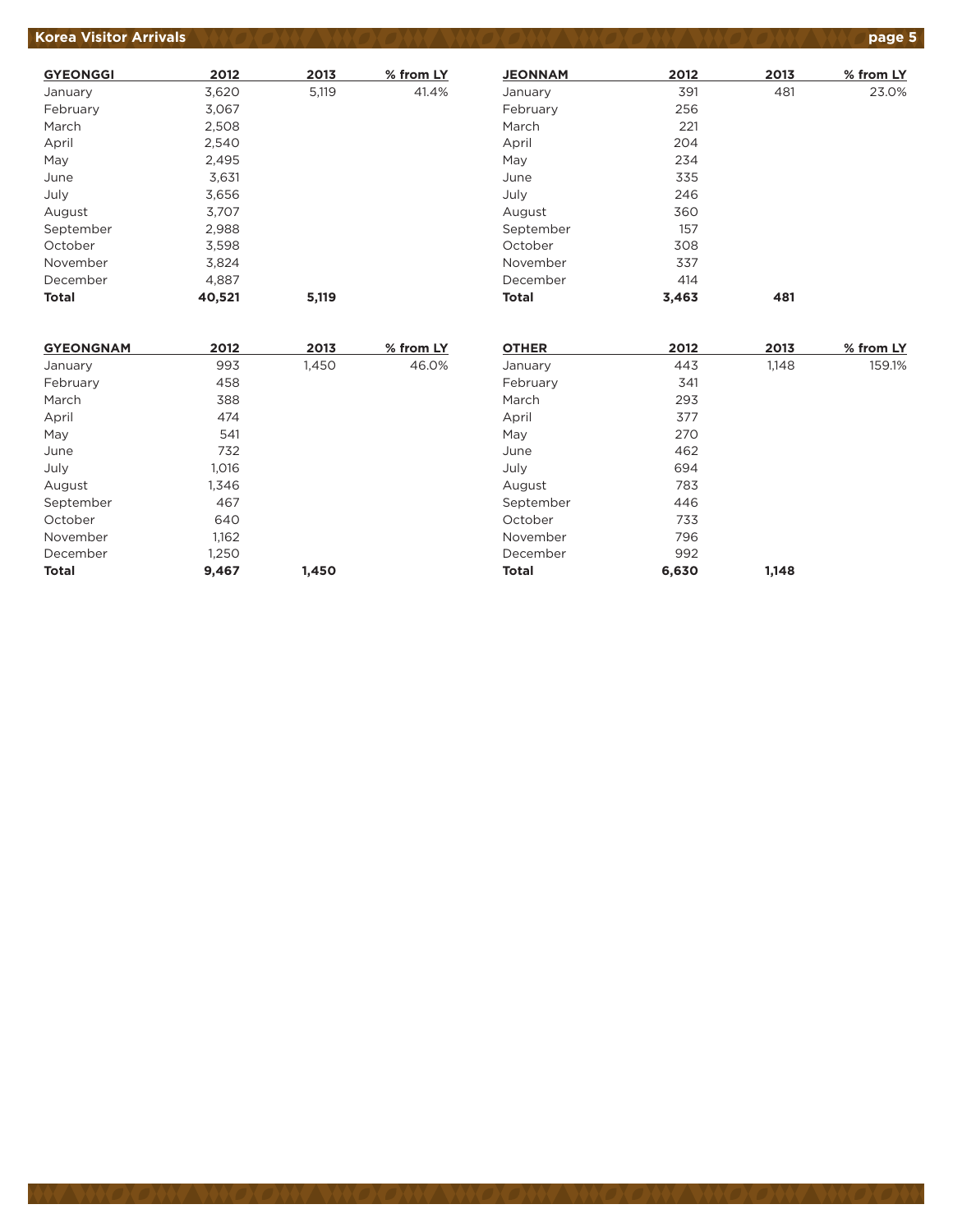| GYEONGGI | 2012 | 2013 | % from LY |
|---|---|---|---|
| January | 3,620 | 5,119 | 41.4% |
| February | 3,067 | | |
| March | 2,508 | | |
| April | 2,540 | | |
| May | 2,495 | | |
| June | 3,631 | | |
| July | 3,656 | | |
| August | 3,707 | | |
| September | 2,988 | | |
| October | 3,598 | | |
| November | 3,824 | | |
| December | 4,887 | | |
| **Total** | **40,521** | **5,119** | |

| JEONNAM | 2012 | 2013 | % from LY |
|---|---|---|---|
| January | 391 | 481 | 23.0% |
| February | 256 | | |
| March | 221 | | |
| April | 204 | | |
| May | 234 | | |
| June | 335 | | |
| July | 246 | | |
| August | 360 | | |
| September | 157 | | |
| October | 308 | | |
| November | 337 | | |
| December | 414 | | |
| **Total** | **3,463** | **481** | |

| GYEONGNAM | 2012 | 2013 | % from LY |
|---|---|---|---|
| January | 993 | 1,450 | 46.0% |
| February | 458 | | |
| March | 388 | | |
| April | 474 | | |
| May | 541 | | |
| June | 732 | | |
| July | 1,016 | | |
| August | 1,346 | | |
| September | 467 | | |
| October | 640 | | |
| November | 1,162 | | |
| December | 1,250 | | |
| **Total** | **9,467** | **1,450** | |

| OTHER | 2012 | 2013 | % from LY |
|---|---|---|---|
| January | 443 | 1,148 | 159.1% |
| February | 341 | | |
| March | 293 | | |
| April | 377 | | |
| May | 270 | | |
| June | 462 | | |
| July | 694 | | |
| August | 783 | | |
| September | 446 | | |
| October | 733 | | |
| November | 796 | | |
| December | 992 | | |
| **Total** | **6,630** | **1,148** | |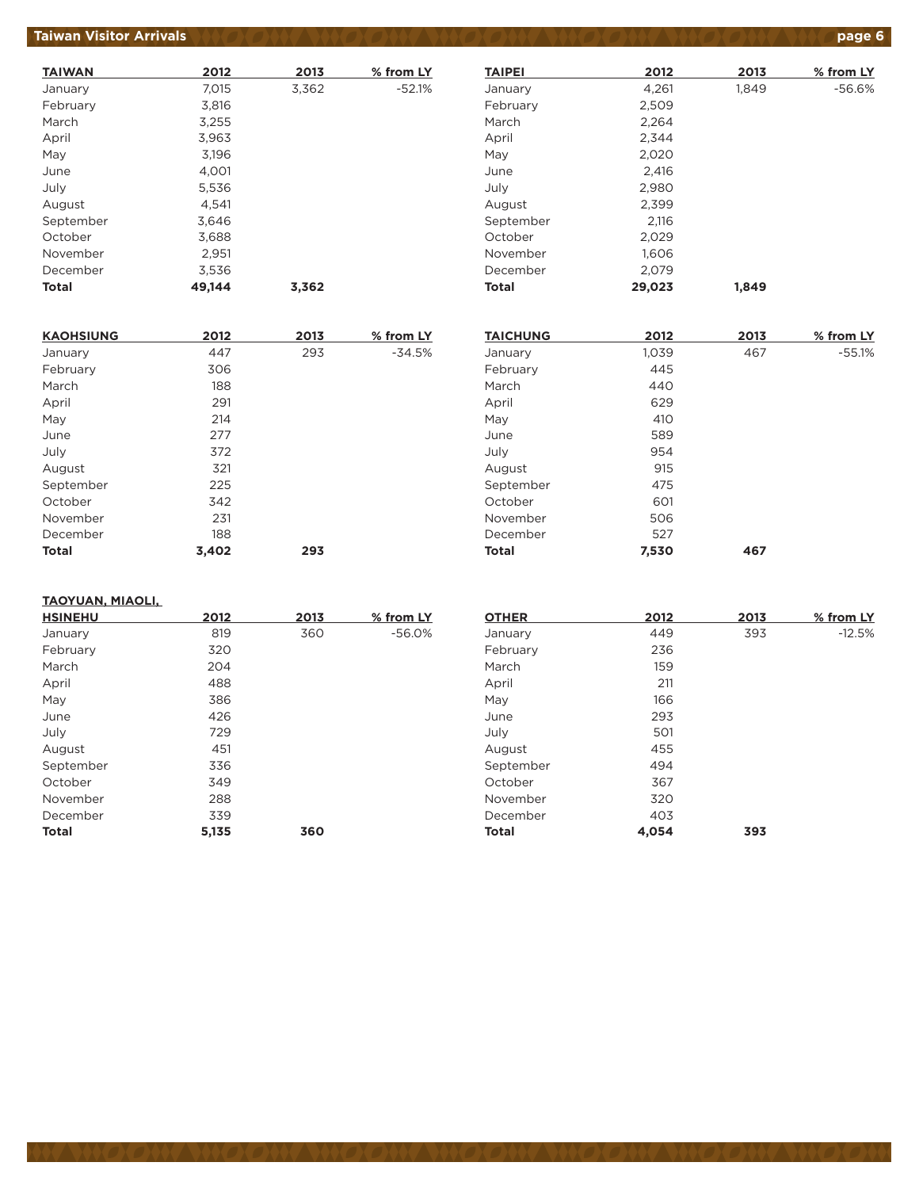## Taiwan Visitor Arrivals

| TAIWAN | 2012 | 2013 | % from LY |
|---|---|---|---|
| January | 7,015 | 3,362 | -52.1% |
| February | 3,816 | | |
| March | 3,255 | | |
| April | 3,963 | | |
| May | 3,196 | | |
| June | 4,001 | | |
| July | 5,536 | | |
| August | 4,541 | | |
| September | 3,646 | | |
| October | 3,688 | | |
| November | 2,951 | | |
| December | 3,536 | | |
| **Total** | **49,144** | **3,362** | |

| TAIPEI | 2012 | 2013 | % from LY |
|---|---|---|---|
| January | 4,261 | 1,849 | -56.6% |
| February | 2,509 | | |
| March | 2,264 | | |
| April | 2,344 | | |
| May | 2,020 | | |
| June | 2,416 | | |
| July | 2,980 | | |
| August | 2,399 | | |
| September | 2,116 | | |
| October | 2,029 | | |
| November | 1,606 | | |
| December | 2,079 | | |
| **Total** | **29,023** | **1,849** | |

| KAOHSIUNG | 2012 | 2013 | % from LY |
|---|---|---|---|
| January | 447 | 293 | -34.5% |
| February | 306 | | |
| March | 188 | | |
| April | 291 | | |
| May | 214 | | |
| June | 277 | | |
| July | 372 | | |
| August | 321 | | |
| September | 225 | | |
| October | 342 | | |
| November | 231 | | |
| December | 188 | | |
| **Total** | **3,402** | **293** | |

| TAICHUNG | 2012 | 2013 | % from LY |
|---|---|---|---|
| January | 1,039 | 467 | -55.1% |
| February | 445 | | |
| March | 440 | | |
| April | 629 | | |
| May | 410 | | |
| June | 589 | | |
| July | 954 | | |
| August | 915 | | |
| September | 475 | | |
| October | 601 | | |
| November | 506 | | |
| December | 527 | | |
| **Total** | **7,530** | **467** | |

| TAOYUAN, MIAOLI, HSINEHU | 2012 | 2013 | % from LY |
|---|---|---|---|
| January | 819 | 360 | -56.0% |
| February | 320 | | |
| March | 204 | | |
| April | 488 | | |
| May | 386 | | |
| June | 426 | | |
| July | 729 | | |
| August | 451 | | |
| September | 336 | | |
| October | 349 | | |
| November | 288 | | |
| December | 339 | | |
| **Total** | **5,135** | **360** | |

| OTHER | 2012 | 2013 | % from LY |
|---|---|---|---|
| January | 449 | 393 | -12.5% |
| February | 236 | | |
| March | 159 | | |
| April | 211 | | |
| May | 166 | | |
| June | 293 | | |
| July | 501 | | |
| August | 455 | | |
| September | 494 | | |
| October | 367 | | |
| November | 320 | | |
| December | 403 | | |
| **Total** | **4,054** | **393** | |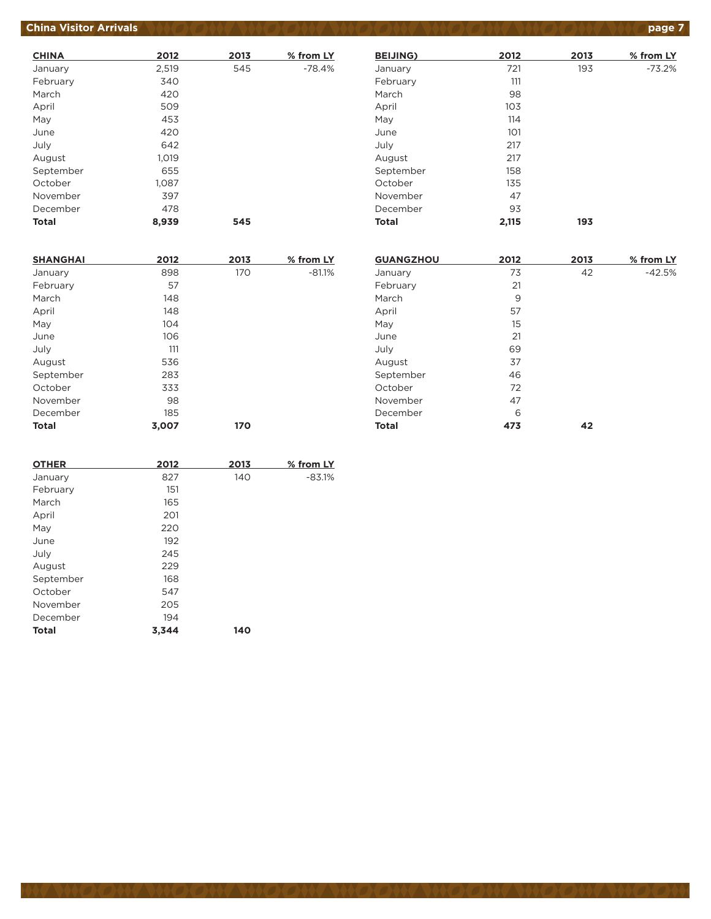# China Visitor Arrivals

| CHINA | 2012 | 2013 | % from LY |
|---|---|---|---|
| January | 2,519 | 545 | -78.4% |
| February | 340 | | |
| March | 420 | | |
| April | 509 | | |
| May | 453 | | |
| June | 420 | | |
| July | 642 | | |
| August | 1,019 | | |
| September | 655 | | |
| October | 1,087 | | |
| November | 397 | | |
| December | 478 | | |
| **Total** | **8,939** | **545** | |

| BEIJING) | 2012 | 2013 | % from LY |
|---|---|---|---|
| January | 721 | 193 | -73.2% |
| February | 111 | | |
| March | 98 | | |
| April | 103 | | |
| May | 114 | | |
| June | 101 | | |
| July | 217 | | |
| August | 217 | | |
| September | 158 | | |
| October | 135 | | |
| November | 47 | | |
| December | 93 | | |
| **Total** | **2,115** | **193** | |

| SHANGHAI | 2012 | 2013 | % from LY |
|---|---|---|---|
| January | 898 | 170 | -81.1% |
| February | 57 | | |
| March | 148 | | |
| April | 148 | | |
| May | 104 | | |
| June | 106 | | |
| July | 111 | | |
| August | 536 | | |
| September | 283 | | |
| October | 333 | | |
| November | 98 | | |
| December | 185 | | |
| **Total** | **3,007** | **170** | |

| GUANGZHOU | 2012 | 2013 | % from LY |
|---|---|---|---|
| January | 73 | 42 | -42.5% |
| February | 21 | | |
| March | 9 | | |
| April | 57 | | |
| May | 15 | | |
| June | 21 | | |
| July | 69 | | |
| August | 37 | | |
| September | 46 | | |
| October | 72 | | |
| November | 47 | | |
| December | 6 | | |
| **Total** | **473** | **42** | |

| OTHER | 2012 | 2013 | % from LY |
|---|---|---|---|
| January | 827 | 140 | -83.1% |
| February | 151 | | |
| March | 165 | | |
| April | 201 | | |
| May | 220 | | |
| June | 192 | | |
| July | 245 | | |
| August | 229 | | |
| September | 168 | | |
| October | 547 | | |
| November | 205 | | |
| December | 194 | | |
| **Total** | **3,344** | **140** | |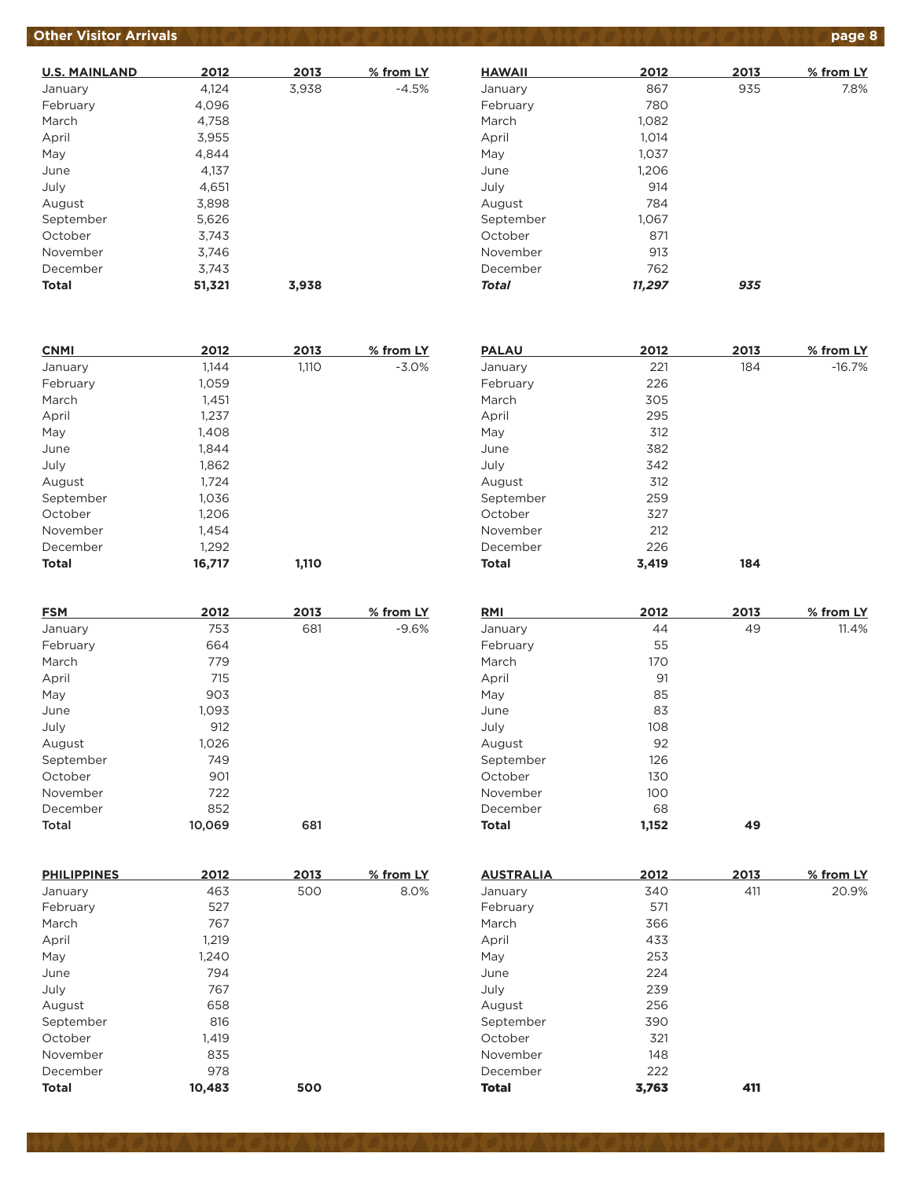## Other Visitor Arrivals

| U.S. MAINLAND | 2012 | 2013 | % from LY |
|---|---|---|---|
| January | 4,124 | 3,938 | -4.5% |
| February | 4,096 | | |
| March | 4,758 | | |
| April | 3,955 | | |
| May | 4,844 | | |
| June | 4,137 | | |
| July | 4,651 | | |
| August | 3,898 | | |
| September | 5,626 | | |
| October | 3,743 | | |
| November | 3,746 | | |
| December | 3,743 | | |
| **Total** | **51,321** | **3,938** | |

| HAWAII | 2012 | 2013 | % from LY |
|---|---|---|---|
| January | 867 | 935 | 7.8% |
| February | 780 | | |
| March | 1,082 | | |
| April | 1,014 | | |
| May | 1,037 | | |
| June | 1,206 | | |
| July | 914 | | |
| August | 784 | | |
| September | 1,067 | | |
| October | 871 | | |
| November | 913 | | |
| December | 762 | | |
| ***Total*** | ***11,297*** | ***935*** | |

| CNMI | 2012 | 2013 | % from LY |
|---|---|---|---|
| January | 1,144 | 1,110 | -3.0% |
| February | 1,059 | | |
| March | 1,451 | | |
| April | 1,237 | | |
| May | 1,408 | | |
| June | 1,844 | | |
| July | 1,862 | | |
| August | 1,724 | | |
| September | 1,036 | | |
| October | 1,206 | | |
| November | 1,454 | | |
| December | 1,292 | | |
| **Total** | **16,717** | **1,110** | |

| PALAU | 2012 | 2013 | % from LY |
|---|---|---|---|
| January | 221 | 184 | -16.7% |
| February | 226 | | |
| March | 305 | | |
| April | 295 | | |
| May | 312 | | |
| June | 382 | | |
| July | 342 | | |
| August | 312 | | |
| September | 259 | | |
| October | 327 | | |
| November | 212 | | |
| December | 226 | | |
| **Total** | **3,419** | **184** | |

| FSM | 2012 | 2013 | % from LY |
|---|---|---|---|
| January | 753 | 681 | -9.6% |
| February | 664 | | |
| March | 779 | | |
| April | 715 | | |
| May | 903 | | |
| June | 1,093 | | |
| July | 912 | | |
| August | 1,026 | | |
| September | 749 | | |
| October | 901 | | |
| November | 722 | | |
| December | 852 | | |
| **Total** | **10,069** | **681** | |

| RMI | 2012 | 2013 | % from LY |
|---|---|---|---|
| January | 44 | 49 | 11.4% |
| February | 55 | | |
| March | 170 | | |
| April | 91 | | |
| May | 85 | | |
| June | 83 | | |
| July | 108 | | |
| August | 92 | | |
| September | 126 | | |
| October | 130 | | |
| November | 100 | | |
| December | 68 | | |
| **Total** | **1,152** | **49** | |

| PHILIPPINES | 2012 | 2013 | % from LY |
|---|---|---|---|
| January | 463 | 500 | 8.0% |
| February | 527 | | |
| March | 767 | | |
| April | 1,219 | | |
| May | 1,240 | | |
| June | 794 | | |
| July | 767 | | |
| August | 658 | | |
| September | 816 | | |
| October | 1,419 | | |
| November | 835 | | |
| December | 978 | | |
| **Total** | **10,483** | **500** | |

| AUSTRALIA | 2012 | 2013 | % from LY |
|---|---|---|---|
| January | 340 | 411 | 20.9% |
| February | 571 | | |
| March | 366 | | |
| April | 433 | | |
| May | 253 | | |
| June | 224 | | |
| July | 239 | | |
| August | 256 | | |
| September | 390 | | |
| October | 321 | | |
| November | 148 | | |
| December | 222 | | |
| **Total** | **3,763** | **411** | |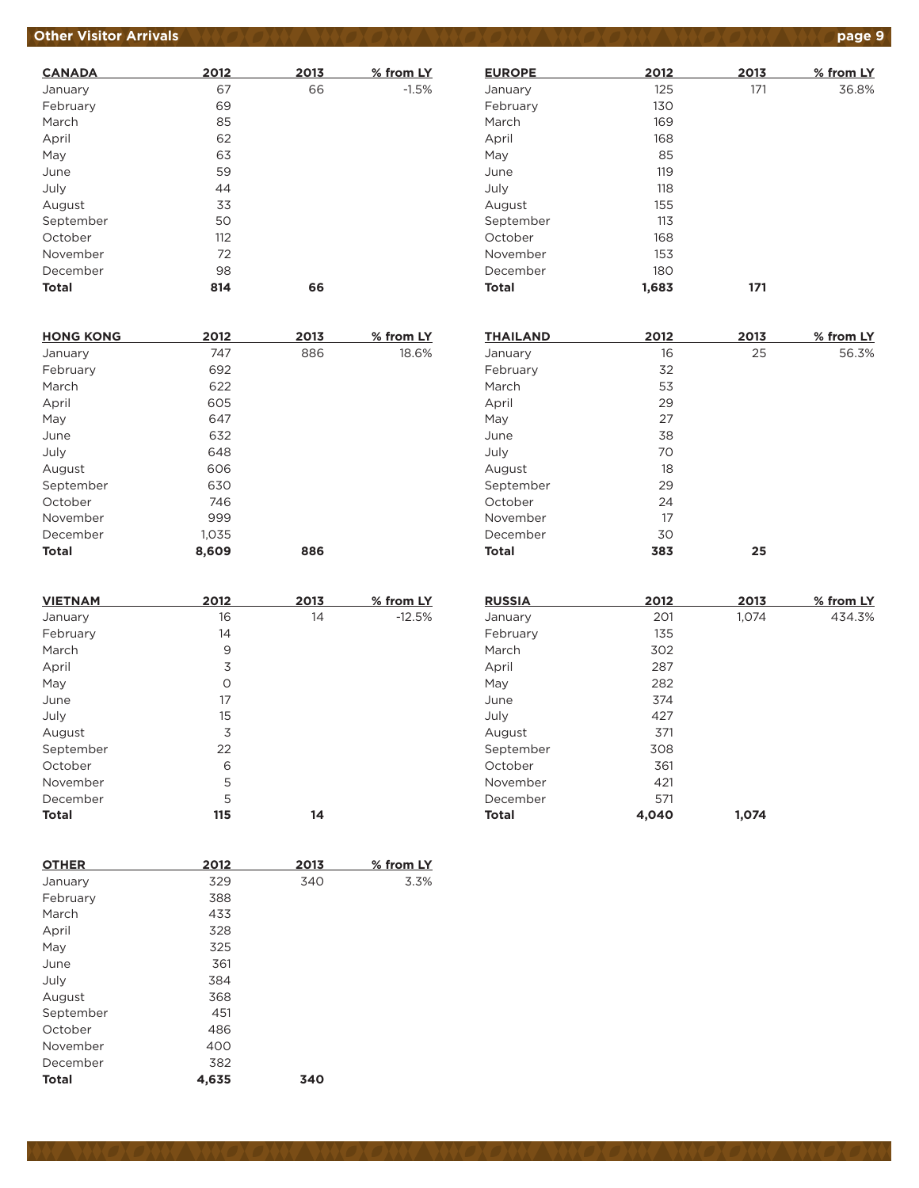## Other Visitor Arrivals

| CANADA | 2012 | 2013 | % from LY |
|---|---|---|---|
| January | 67 | 66 | -1.5% |
| February | 69 | | |
| March | 85 | | |
| April | 62 | | |
| May | 63 | | |
| June | 59 | | |
| July | 44 | | |
| August | 33 | | |
| September | 50 | | |
| October | 112 | | |
| November | 72 | | |
| December | 98 | | |
| **Total** | **814** | **66** | |

| EUROPE | 2012 | 2013 | % from LY |
|---|---|---|---|
| January | 125 | 171 | 36.8% |
| February | 130 | | |
| March | 169 | | |
| April | 168 | | |
| May | 85 | | |
| June | 119 | | |
| July | 118 | | |
| August | 155 | | |
| September | 113 | | |
| October | 168 | | |
| November | 153 | | |
| December | 180 | | |
| **Total** | **1,683** | **171** | |

| HONG KONG | 2012 | 2013 | % from LY |
|---|---|---|---|
| January | 747 | 886 | 18.6% |
| February | 692 | | |
| March | 622 | | |
| April | 605 | | |
| May | 647 | | |
| June | 632 | | |
| July | 648 | | |
| August | 606 | | |
| September | 630 | | |
| October | 746 | | |
| November | 999 | | |
| December | 1,035 | | |
| **Total** | **8,609** | **886** | |

| THAILAND | 2012 | 2013 | % from LY |
|---|---|---|---|
| January | 16 | 25 | 56.3% |
| February | 32 | | |
| March | 53 | | |
| April | 29 | | |
| May | 27 | | |
| June | 38 | | |
| July | 70 | | |
| August | 18 | | |
| September | 29 | | |
| October | 24 | | |
| November | 17 | | |
| December | 30 | | |
| **Total** | **383** | **25** | |

| VIETNAM | 2012 | 2013 | % from LY |
|---|---|---|---|
| January | 16 | 14 | -12.5% |
| February | 14 | | |
| March | 9 | | |
| April | 3 | | |
| May | 0 | | |
| June | 17 | | |
| July | 15 | | |
| August | 3 | | |
| September | 22 | | |
| October | 6 | | |
| November | 5 | | |
| December | 5 | | |
| **Total** | **115** | **14** | |

| RUSSIA | 2012 | 2013 | % from LY |
|---|---|---|---|
| January | 201 | 1,074 | 434.3% |
| February | 135 | | |
| March | 302 | | |
| April | 287 | | |
| May | 282 | | |
| June | 374 | | |
| July | 427 | | |
| August | 371 | | |
| September | 308 | | |
| October | 361 | | |
| November | 421 | | |
| December | 571 | | |
| **Total** | **4,040** | **1,074** | |

| OTHER | 2012 | 2013 | % from LY |
|---|---|---|---|
| January | 329 | 340 | 3.3% |
| February | 388 | | |
| March | 433 | | |
| April | 328 | | |
| May | 325 | | |
| June | 361 | | |
| July | 384 | | |
| August | 368 | | |
| September | 451 | | |
| October | 486 | | |
| November | 400 | | |
| December | 382 | | |
| **Total** | **4,635** | **340** | |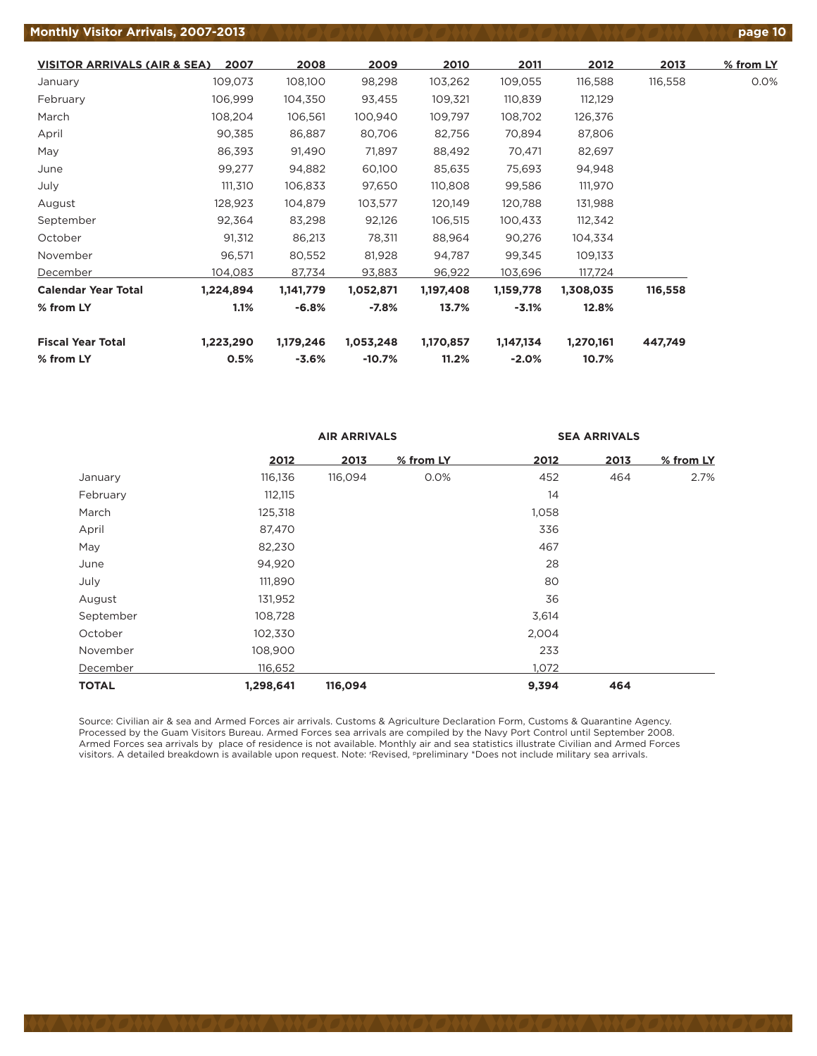## Monthly Visitor Arrivals, 2007-2013

| VISITOR ARRIVALS (AIR & SEA) | 2007 | 2008 | 2009 | 2010 | 2011 | 2012 | 2013 | % from LY |
|---|---|---|---|---|---|---|---|---|
| January | 109,073 | 108,100 | 98,298 | 103,262 | 109,055 | 116,588 | 116,558 | 0.0% |
| February | 106,999 | 104,350 | 93,455 | 109,321 | 110,839 | 112,129 | | |
| March | 108,204 | 106,561 | 100,940 | 109,797 | 108,702 | 126,376 | | |
| April | 90,385 | 86,887 | 80,706 | 82,756 | 70,894 | 87,806 | | |
| May | 86,393 | 91,490 | 71,897 | 88,492 | 70,471 | 82,697 | | |
| June | 99,277 | 94,882 | 60,100 | 85,635 | 75,693 | 94,948 | | |
| July | 111,310 | 106,833 | 97,650 | 110,808 | 99,586 | 111,970 | | |
| August | 128,923 | 104,879 | 103,577 | 120,149 | 120,788 | 131,988 | | |
| September | 92,364 | 83,298 | 92,126 | 106,515 | 100,433 | 112,342 | | |
| October | 91,312 | 86,213 | 78,311 | 88,964 | 90,276 | 104,334 | | |
| November | 96,571 | 80,552 | 81,928 | 94,787 | 99,345 | 109,133 | | |
| December | 104,083 | 87,734 | 93,883 | 96,922 | 103,696 | 117,724 | | |
| **Calendar Year Total** | **1,224,894** | **1,141,779** | **1,052,871** | **1,197,408** | **1,159,778** | **1,308,035** | **116,558** | |
| **% from LY** | **1.1%** | **-6.8%** | **-7.8%** | **13.7%** | **-3.1%** | **12.8%** | | |
| | | | | | | | | |
| **Fiscal Year Total** | **1,223,290** | **1,179,246** | **1,053,248** | **1,170,857** | **1,147,134** | **1,270,161** | **447,749** | |
| **% from LY** | **0.5%** | **-3.6%** | **-10.7%** | **11.2%** | **-2.0%** | **10.7%** | | |

| | AIR ARRIVALS | | | SEA ARRIVALS | | |
|---|---|---|---|---|---|---|
| | 2012 | 2013 | % from LY | 2012 | 2013 | % from LY |
| January | 116,136 | 116,094 | 0.0% | 452 | 464 | 2.7% |
| February | 112,115 | | | 14 | | |
| March | 125,318 | | | 1,058 | | |
| April | 87,470 | | | 336 | | |
| May | 82,230 | | | 467 | | |
| June | 94,920 | | | 28 | | |
| July | 111,890 | | | 80 | | |
| August | 131,952 | | | 36 | | |
| September | 108,728 | | | 3,614 | | |
| October | 102,330 | | | 2,004 | | |
| November | 108,900 | | | 233 | | |
| December | 116,652 | | | 1,072 | | |
| **TOTAL** | **1,298,641** | **116,094** | | **9,394** | **464** | |

Source: Civilian air & sea and Armed Forces air arrivals. Customs & Agriculture Declaration Form, Customs & Quarantine Agency. Processed by the Guam Visitors Bureau. Armed Forces sea arrivals are compiled by the Navy Port Control until September 2008. Armed Forces sea arrivals by place of residence is not available. Monthly air and sea statistics illustrate Civilian and Armed Forces visitors. A detailed breakdown is available upon request. Note: [r]Revised, [p]preliminary *Does not include military sea arrivals.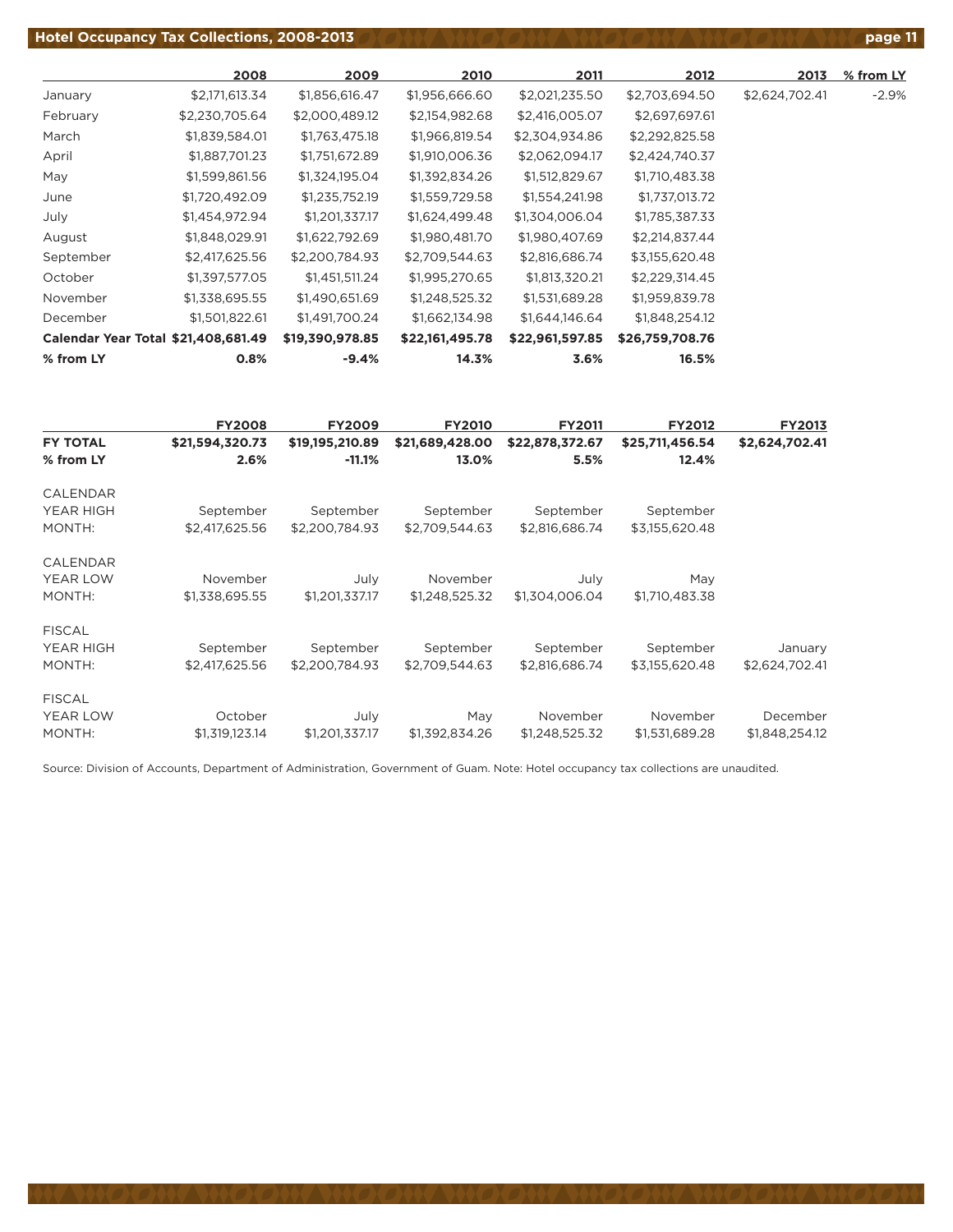## Hotel Occupancy Tax Collections, 2008-2013

| | 2008 | 2009 | 2010 | 2011 | 2012 | 2013 | % from LY |
|---|---|---|---|---|---|---|---|
| January | $2,171,613.34 | $1,856,616.47 | $1,956,666.60 | $2,021,235.50 | $2,703,694.50 | $2,624,702.41 | -2.9% |
| February | $2,230,705.64 | $2,000,489.12 | $2,154,982.68 | $2,416,005.07 | $2,697,697.61 | | |
| March | $1,839,584.01 | $1,763,475.18 | $1,966,819.54 | $2,304,934.86 | $2,292,825.58 | | |
| April | $1,887,701.23 | $1,751,672.89 | $1,910,006.36 | $2,062,094.17 | $2,424,740.37 | | |
| May | $1,599,861.56 | $1,324,195.04 | $1,392,834.26 | $1,512,829.67 | $1,710,483.38 | | |
| June | $1,720,492.09 | $1,235,752.19 | $1,559,729.58 | $1,554,241.98 | $1,737,013.72 | | |
| July | $1,454,972.94 | $1,201,337.17 | $1,624,499.48 | $1,304,006.04 | $1,785,387.33 | | |
| August | $1,848,029.91 | $1,622,792.69 | $1,980,481.70 | $1,980,407.69 | $2,214,837.44 | | |
| September | $2,417,625.56 | $2,200,784.93 | $2,709,544.63 | $2,816,686.74 | $3,155,620.48 | | |
| October | $1,397,577.05 | $1,451,511.24 | $1,995,270.65 | $1,813,320.21 | $2,229,314.45 | | |
| November | $1,338,695.55 | $1,490,651.69 | $1,248,525.32 | $1,531,689.28 | $1,959,839.78 | | |
| December | $1,501,822.61 | $1,491,700.24 | $1,662,134.98 | $1,644,146.64 | $1,848,254.12 | | |
| **Calendar Year Total** | **$21,408,681.49** | **$19,390,978.85** | **$22,161,495.78** | **$22,961,597.85** | **$26,759,708.76** | | |
| **% from LY** | **0.8%** | **-9.4%** | **14.3%** | **3.6%** | **16.5%** | | |

| | FY2008 | FY2009 | FY2010 | FY2011 | FY2012 | FY2013 |
|---|---|---|---|---|---|---|
| **FY TOTAL** | **$21,594,320.73** | **$19,195,210.89** | **$21,689,428.00** | **$22,878,372.67** | **$25,711,456.54** | **$2,624,702.41** |
| **% from LY** | **2.6%** | **-11.1%** | **13.0%** | **5.5%** | **12.4%** | |
| CALENDAR YEAR HIGH MONTH: | September $2,417,625.56 | September $2,200,784.93 | September $2,709,544.63 | September $2,816,686.74 | September $3,155,620.48 | |
| CALENDAR YEAR LOW MONTH: | November $1,338,695.55 | July $1,201,337.17 | November $1,248,525.32 | July $1,304,006.04 | May $1,710,483.38 | |
| FISCAL YEAR HIGH MONTH: | September $2,417,625.56 | September $2,200,784.93 | September $2,709,544.63 | September $2,816,686.74 | September $3,155,620.48 | January $2,624,702.41 |
| FISCAL YEAR LOW MONTH: | October $1,319,123.14 | July $1,201,337.17 | May $1,392,834.26 | November $1,248,525.32 | November $1,531,689.28 | December $1,848,254.12 |

Source: Division of Accounts, Department of Administration, Government of Guam. Note: Hotel occupancy tax collections are unaudited.